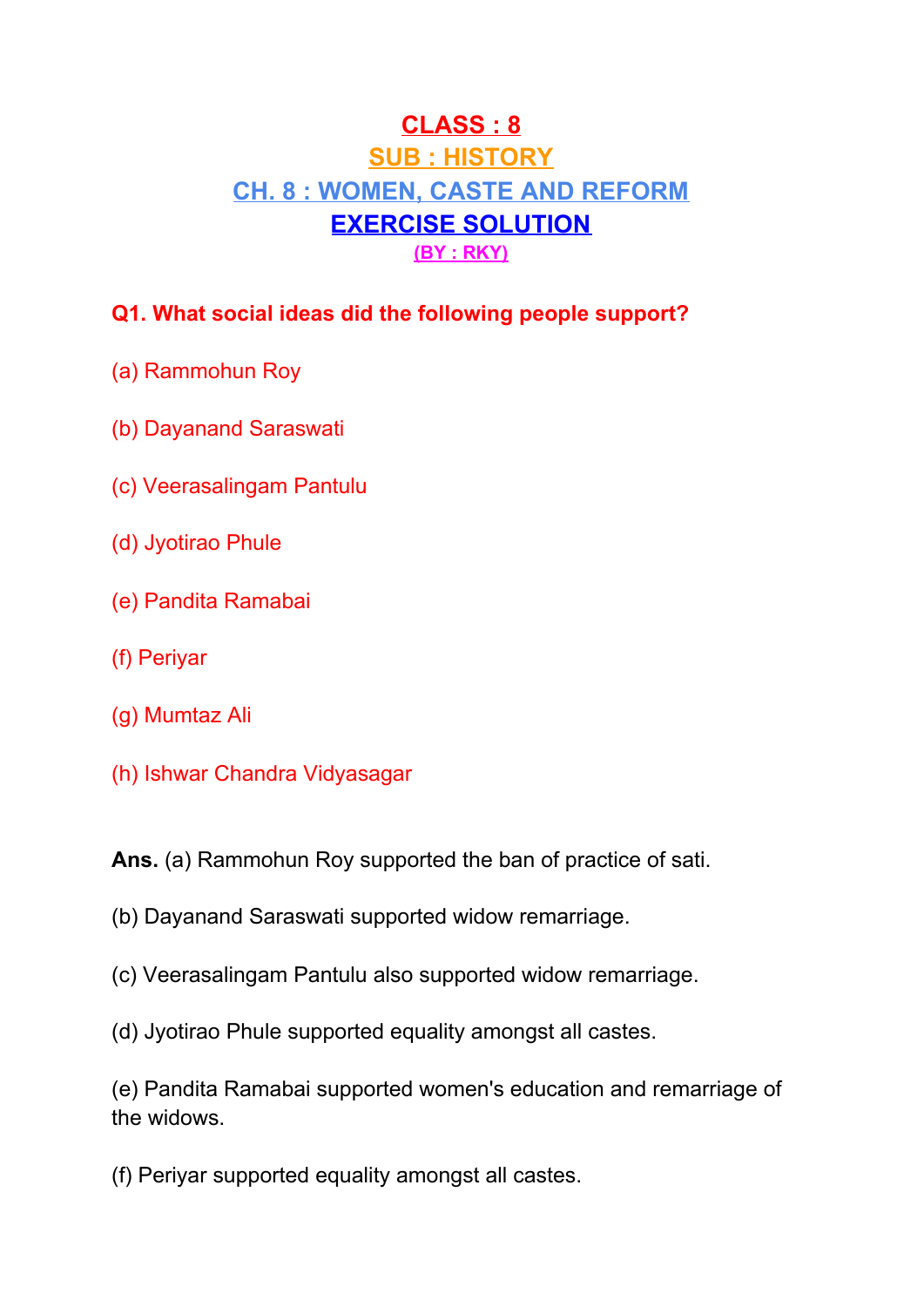# CLASS : 8

## SUB : HISTORY

## CH. 8 : WOMEN, CASTE AND REFORM

## EXERCISE SOLUTION

**(BY : RKY)**

**Q1. What social ideas did the following people support?**

(a) Rammohun Roy

(b) Dayanand Saraswati

(c) Veerasalingam Pantulu

(d) Jyotirao Phule

(e) Pandita Ramabai

(f) Periyar

(g) Mumtaz Ali

(h) Ishwar Chandra Vidyasagar

**Ans.** (a) Rammohun Roy supported the ban of practice of sati.

(b) Dayanand Saraswati supported widow remarriage.

(c) Veerasalingam Pantulu also supported widow remarriage.

(d) Jyotirao Phule supported equality amongst all castes.

(e) Pandita Ramabai supported women's education and remarriage of the widows.

(f) Periyar supported equality amongst all castes.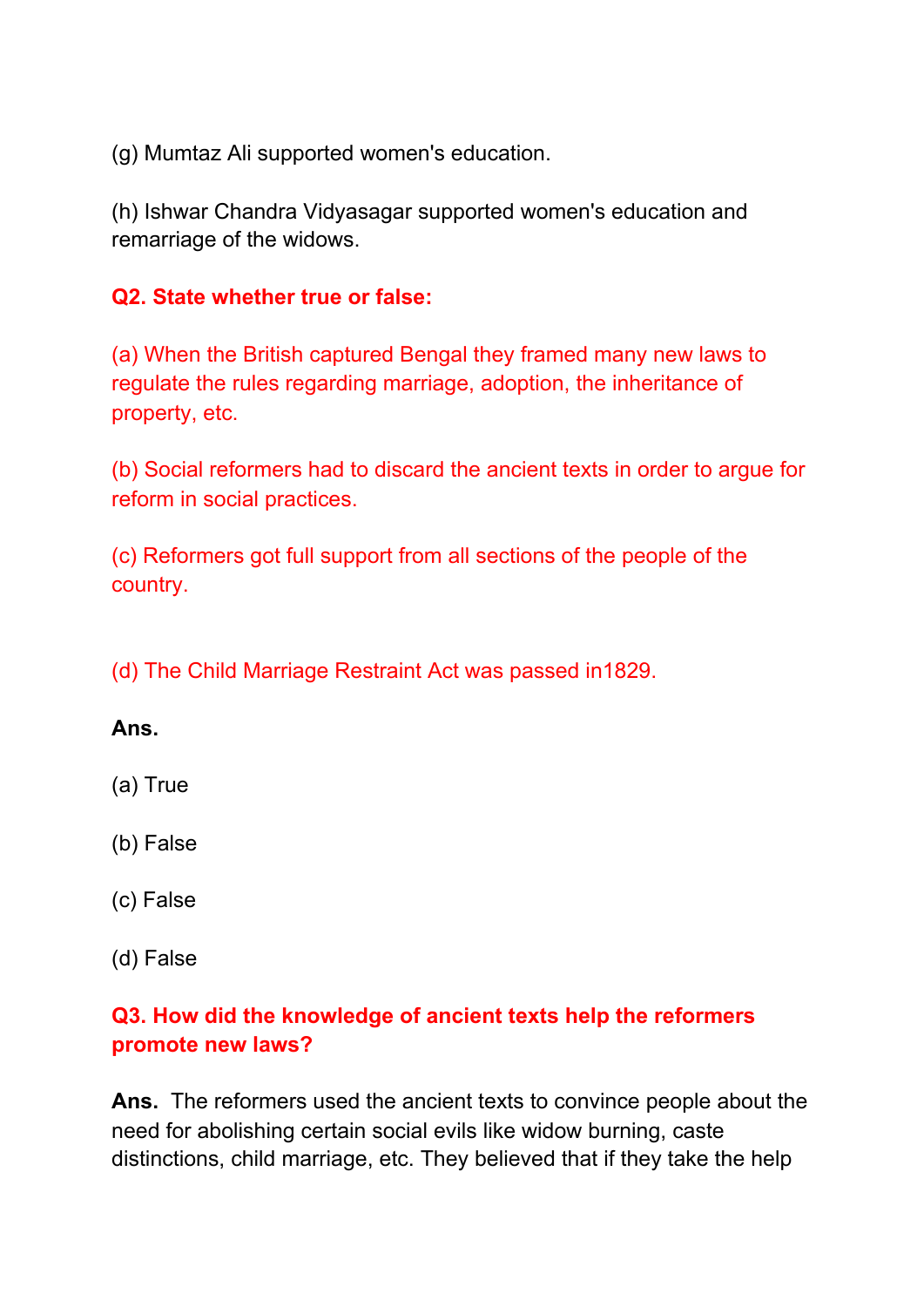(g) Mumtaz Ali supported women's education.

(h) Ishwar Chandra Vidyasagar supported women's education and remarriage of the widows.

**Q2. State whether true or false:**

(a) When the British captured Bengal they framed many new laws to regulate the rules regarding marriage, adoption, the inheritance of property, etc.

(b) Social reformers had to discard the ancient texts in order to argue for reform in social practices.

(c) Reformers got full support from all sections of the people of the country.

(d) The Child Marriage Restraint Act was passed in1829.

**Ans.**

(a) True

(b) False

(c) False

(d) False

**Q3. How did the knowledge of ancient texts help the reformers promote new laws?**

**Ans.** The reformers used the ancient texts to convince people about the need for abolishing certain social evils like widow burning, caste distinctions, child marriage, etc. They believed that if they take the help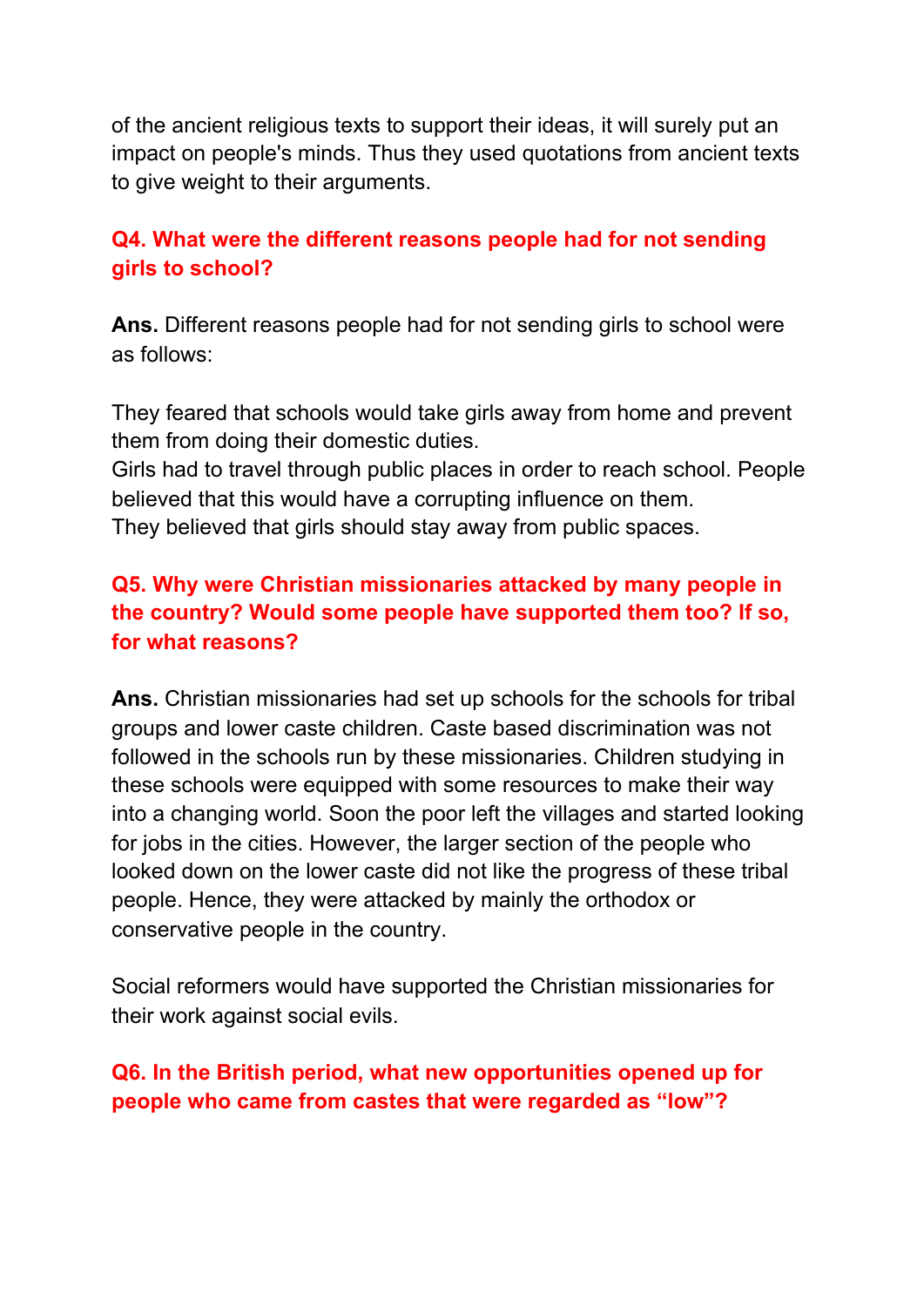of the ancient religious texts to support their ideas, it will surely put an impact on people's minds. Thus they used quotations from ancient texts to give weight to their arguments.

### Q4. What were the different reasons people had for not sending girls to school?

**Ans.** Different reasons people had for not sending girls to school were as follows:

They feared that schools would take girls away from home and prevent them from doing their domestic duties.
Girls had to travel through public places in order to reach school. People believed that this would have a corrupting influence on them.
They believed that girls should stay away from public spaces.

### Q5. Why were Christian missionaries attacked by many people in the country? Would some people have supported them too? If so, for what reasons?

**Ans.** Christian missionaries had set up schools for the schools for tribal groups and lower caste children. Caste based discrimination was not followed in the schools run by these missionaries. Children studying in these schools were equipped with some resources to make their way into a changing world. Soon the poor left the villages and started looking for jobs in the cities. However, the larger section of the people who looked down on the lower caste did not like the progress of these tribal people. Hence, they were attacked by mainly the orthodox or conservative people in the country.

Social reformers would have supported the Christian missionaries for their work against social evils.

### Q6. In the British period, what new opportunities opened up for people who came from castes that were regarded as “low”?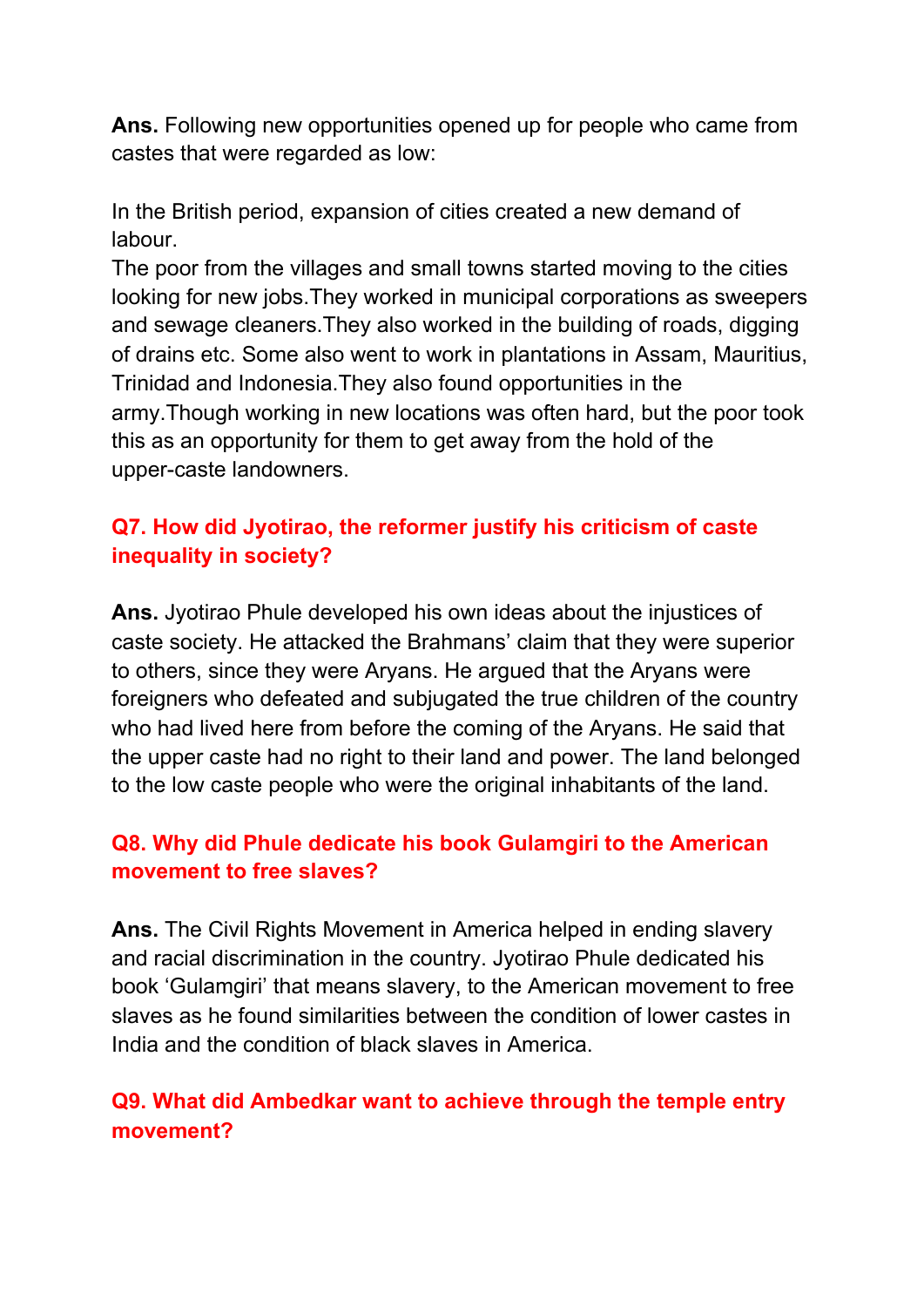**Ans.** Following new opportunities opened up for people who came from castes that were regarded as low:

In the British period, expansion of cities created a new demand of labour.
The poor from the villages and small towns started moving to the cities looking for new jobs.They worked in municipal corporations as sweepers and sewage cleaners.They also worked in the building of roads, digging of drains etc. Some also went to work in plantations in Assam, Mauritius, Trinidad and Indonesia.They also found opportunities in the army.Though working in new locations was often hard, but the poor took this as an opportunity for them to get away from the hold of the upper-caste landowners.

**Q7. How did Jyotirao, the reformer justify his criticism of caste inequality in society?**

**Ans.** Jyotirao Phule developed his own ideas about the injustices of caste society. He attacked the Brahmans' claim that they were superior to others, since they were Aryans. He argued that the Aryans were foreigners who defeated and subjugated the true children of the country who had lived here from before the coming of the Aryans. He said that the upper caste had no right to their land and power. The land belonged to the low caste people who were the original inhabitants of the land.

**Q8. Why did Phule dedicate his book Gulamgiri to the American movement to free slaves?**

**Ans.** The Civil Rights Movement in America helped in ending slavery and racial discrimination in the country. Jyotirao Phule dedicated his book 'Gulamgiri' that means slavery, to the American movement to free slaves as he found similarities between the condition of lower castes in India and the condition of black slaves in America.

**Q9. What did Ambedkar want to achieve through the temple entry movement?**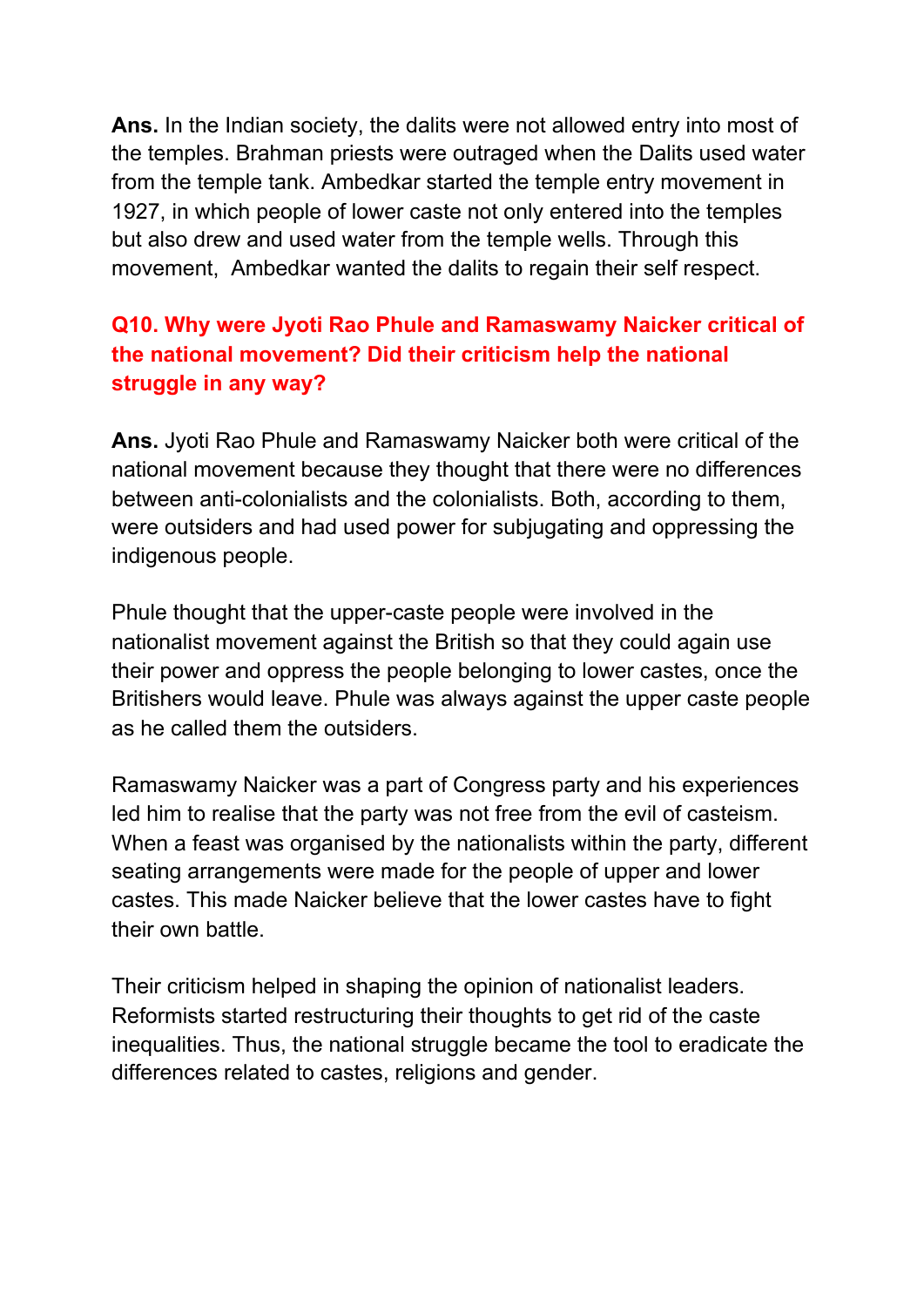**Ans.** In the Indian society, the dalits were not allowed entry into most of the temples. Brahman priests were outraged when the Dalits used water from the temple tank. Ambedkar started the temple entry movement in 1927, in which people of lower caste not only entered into the temples but also drew and used water from the temple wells. Through this movement, Ambedkar wanted the dalits to regain their self respect.

**Q10. Why were Jyoti Rao Phule and Ramaswamy Naicker critical of the national movement? Did their criticism help the national struggle in any way?**

**Ans.** Jyoti Rao Phule and Ramaswamy Naicker both were critical of the national movement because they thought that there were no differences between anti-colonialists and the colonialists. Both, according to them, were outsiders and had used power for subjugating and oppressing the indigenous people.

Phule thought that the upper-caste people were involved in the nationalist movement against the British so that they could again use their power and oppress the people belonging to lower castes, once the Britishers would leave. Phule was always against the upper caste people as he called them the outsiders.

Ramaswamy Naicker was a part of Congress party and his experiences led him to realise that the party was not free from the evil of casteism. When a feast was organised by the nationalists within the party, different seating arrangements were made for the people of upper and lower castes. This made Naicker believe that the lower castes have to fight their own battle.

Their criticism helped in shaping the opinion of nationalist leaders. Reformists started restructuring their thoughts to get rid of the caste inequalities. Thus, the national struggle became the tool to eradicate the differences related to castes, religions and gender.